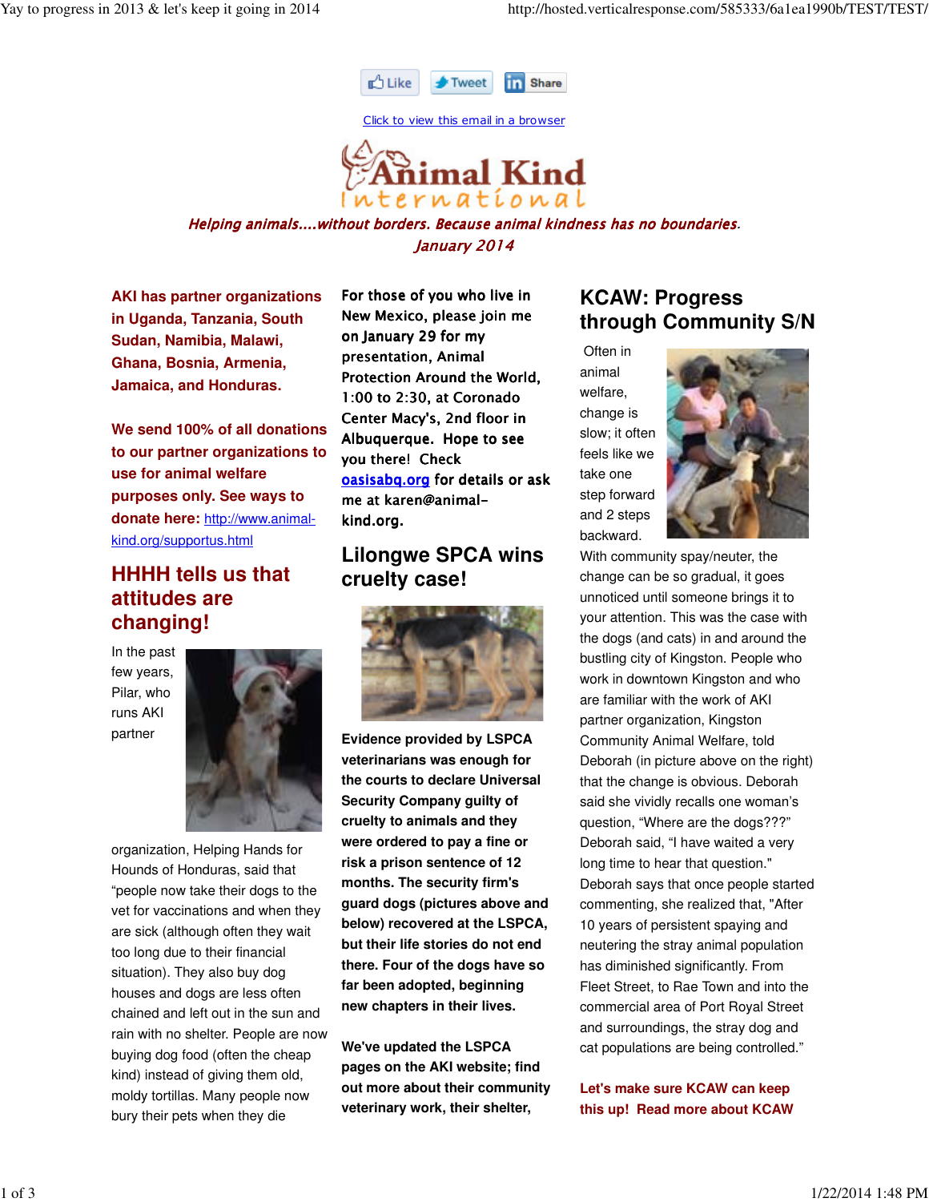Like Tweet Share

Click to view this email in a browser

Animal Kind International

*Helping animals....without borders. Because animal kindness has no boundaries.*

*January 2014*

**AKI has partner organizations in Uganda, Tanzania, South Sudan, Namibia, Malawi, Ghana, Bosnia, Armenia, Jamaica, and Honduras.**

**We send 100% of all donations to our partner organizations to use for animal welfare purposes only. See ways to donate here:** http://www.animal-kind.org/supportus.html

## HHHH tells us that attitudes are changing!

In the past few years, Pilar, who runs AKI partner organization, Helping Hands for Hounds of Honduras, said that "people now take their dogs to the vet for vaccinations and when they are sick (although often they wait too long due to their financial situation). They also buy dog houses and dogs are less often chained and left out in the sun and rain with no shelter. People are now buying dog food (often the cheap kind) instead of giving them old, moldy tortillas. Many people now bury their pets when they die

**For those of you who live in New Mexico, please join me on January 29 for my presentation, Animal Protection Around the World, 1:00 to 2:30, at Coronado Center Macy's, 2nd floor in Albuquerque. Hope to see you there! Check oasisabq.org for details or ask me at karen@animal-kind.org.**

## Lilongwe SPCA wins cruelty case!

**Evidence provided by LSPCA veterinarians was enough for the courts to declare Universal Security Company guilty of cruelty to animals and they were ordered to pay a fine or risk a prison sentence of 12 months. The security firm's guard dogs (pictures above and below) recovered at the LSPCA, but their life stories do not end there. Four of the dogs have so far been adopted, beginning new chapters in their lives.**

**We've updated the LSPCA pages on the AKI website; find out more about their community veterinary work, their shelter,**

## KCAW: Progress through Community S/N

Often in animal welfare, change is slow; it often feels like we take one step forward and 2 steps backward. With community spay/neuter, the change can be so gradual, it goes unnoticed until someone brings it to your attention. This was the case with the dogs (and cats) in and around the bustling city of Kingston. People who work in downtown Kingston and who are familiar with the work of AKI partner organization, Kingston Community Animal Welfare, told Deborah (in picture above on the right) that the change is obvious. Deborah said she vividly recalls one woman's question, "Where are the dogs???" Deborah said, "I have waited a very long time to hear that question." Deborah says that once people started commenting, she realized that, "After 10 years of persistent spaying and neutering the stray animal population has diminished significantly. From Fleet Street, to Rae Town and into the commercial area of Port Royal Street and surroundings, the stray dog and cat populations are being controlled."

**Let's make sure KCAW can keep this up! Read more about KCAW**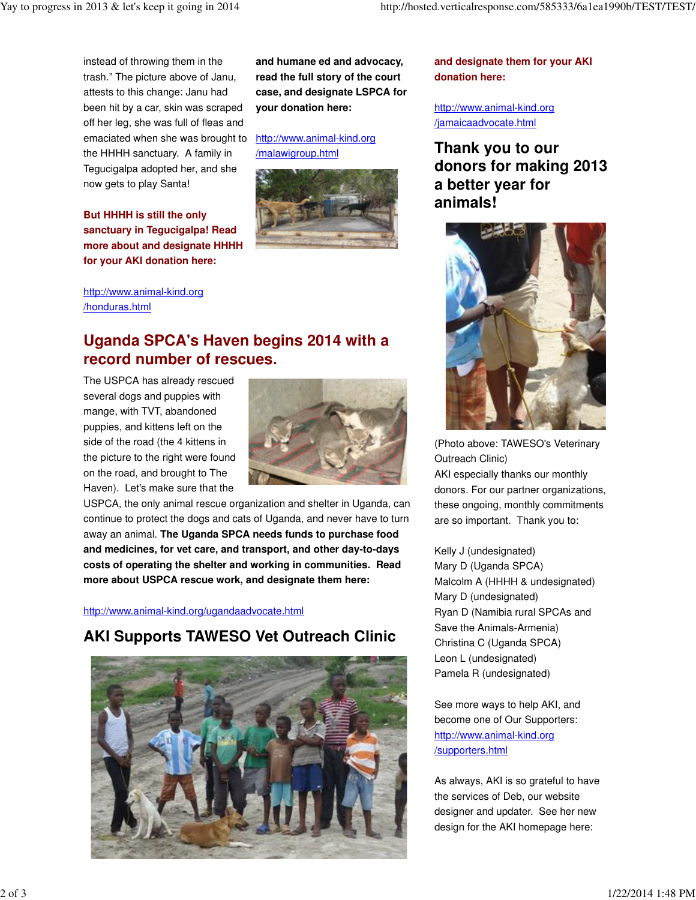instead of throwing them in the trash." The picture above of Janu, attests to this change: Janu had been hit by a car, skin was scraped off her leg, she was full of fleas and emaciated when she was brought to the HHHH sanctuary. A family in Tegucigalpa adopted her, and she now gets to play Santa!

**But HHHH is still the only sanctuary in Tegucigalpa! Read more about and designate HHHH for your AKI donation here:**

http://www.animal-kind.org/honduras.html

**and humane ed and advocacy, read the full story of the court case, and designate LSPCA for your donation here:**

http://www.animal-kind.org/malawigroup.html

## Uganda SPCA's Haven begins 2014 with a record number of rescues.

The USPCA has already rescued several dogs and puppies with mange, with TVT, abandoned puppies, and kittens left on the side of the road (the 4 kittens in the picture to the right were found on the road, and brought to The Haven). Let's make sure that the USPCA, the only animal rescue organization and shelter in Uganda, can continue to protect the dogs and cats of Uganda, and never have to turn away an animal. **The Uganda SPCA needs funds to purchase food and medicines, for vet care, and transport, and other day-to-days costs of operating the shelter and working in communities. Read more about USPCA rescue work, and designate them here:**

http://www.animal-kind.org/ugandaadvocate.html

## AKI Supports TAWESO Vet Outreach Clinic

**and designate them for your AKI donation here:**

http://www.animal-kind.org/jamaicaadvocate.html

## Thank you to our donors for making 2013 a better year for animals!

(Photo above: TAWESO's Veterinary Outreach Clinic)

AKI especially thanks our monthly donors. For our partner organizations, these ongoing, monthly commitments are so important. Thank you to:

Kelly J (undesignated)
Mary D (Uganda SPCA)
Malcolm A (HHHH & undesignated)
Mary D (undesignated)
Ryan D (Namibia rural SPCAs and Save the Animals-Armenia)
Christina C (Uganda SPCA)
Leon L (undesignated)
Pamela R (undesignated)

See more ways to help AKI, and become one of Our Supporters:
http://www.animal-kind.org/supporters.html

As always, AKI is so grateful to have the services of Deb, our website designer and updater. See her new design for the AKI homepage here: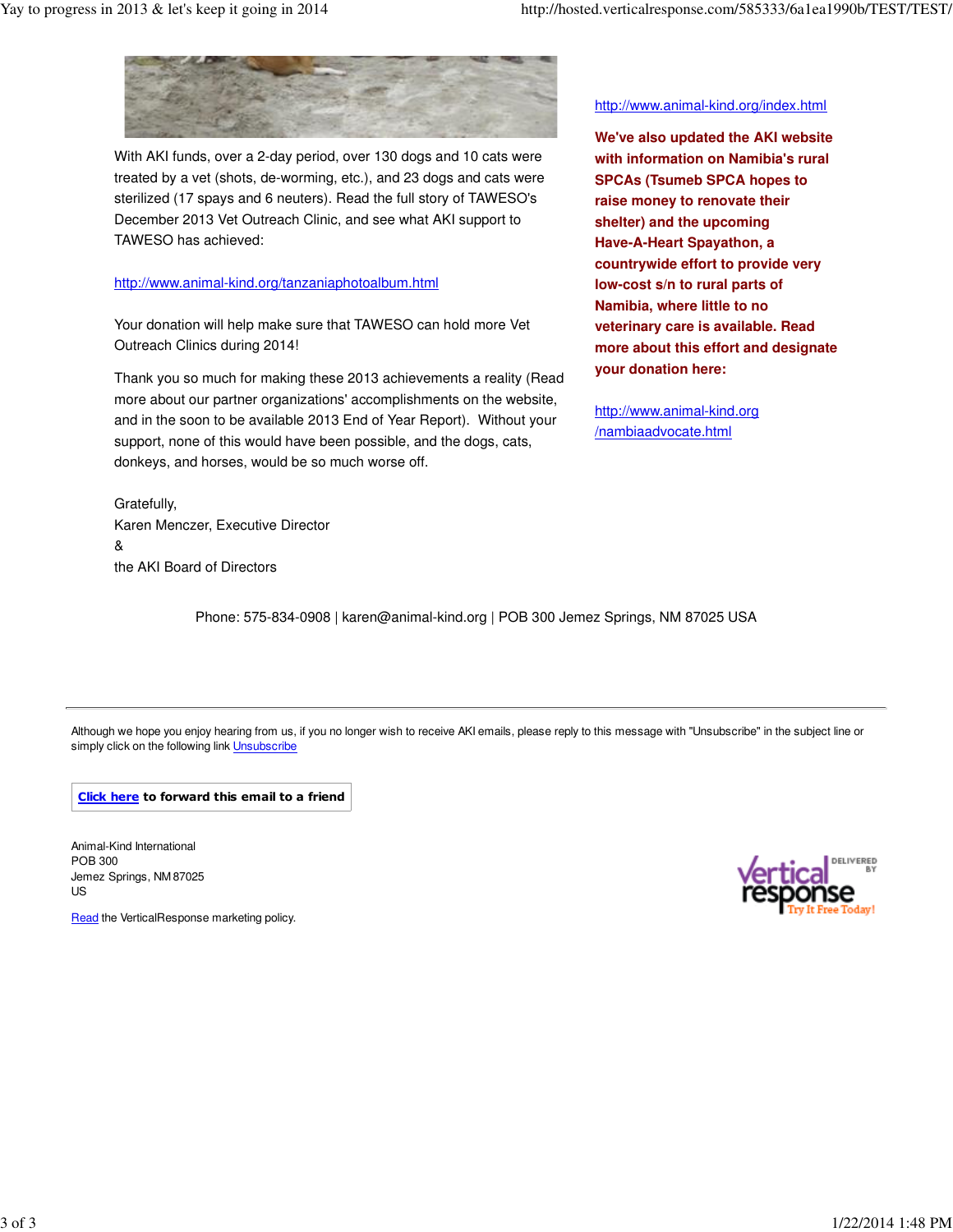With AKI funds, over a 2-day period, over 130 dogs and 10 cats were treated by a vet (shots, de-worming, etc.), and 23 dogs and cats were sterilized (17 spays and 6 neuters). Read the full story of TAWESO's December 2013 Vet Outreach Clinic, and see what AKI support to TAWESO has achieved:

http://www.animal-kind.org/tanzaniaphotoalbum.html

Your donation will help make sure that TAWESO can hold more Vet Outreach Clinics during 2014!

Thank you so much for making these 2013 achievements a reality (Read more about our partner organizations' accomplishments on the website, and in the soon to be available 2013 End of Year Report). Without your support, none of this would have been possible, and the dogs, cats, donkeys, and horses, would be so much worse off.

Gratefully,
Karen Menczer, Executive Director
&
the AKI Board of Directors

http://www.animal-kind.org/index.html

**We've also updated the AKI website with information on Namibia's rural SPCAs (Tsumeb SPCA hopes to raise money to renovate their shelter) and the upcoming Have-A-Heart Spayathon, a countrywide effort to provide very low-cost s/n to rural parts of Namibia, where little to no veterinary care is available. Read more about this effort and designate your donation here:**

http://www.animal-kind.org/nambiaadvocate.html

Phone: 575-834-0908 | karen@animal-kind.org | POB 300 Jemez Springs, NM 87025 USA

---

Although we hope you enjoy hearing from us, if you no longer wish to receive AKI emails, please reply to this message with "Unsubscribe" in the subject line or simply click on the following link Unsubscribe

**Click here to forward this email to a friend**

Animal-Kind International
POB 300
Jemez Springs, NM 87025
US

Read the VerticalResponse marketing policy.

Vertical response DELIVERED BY Try It Free Today!